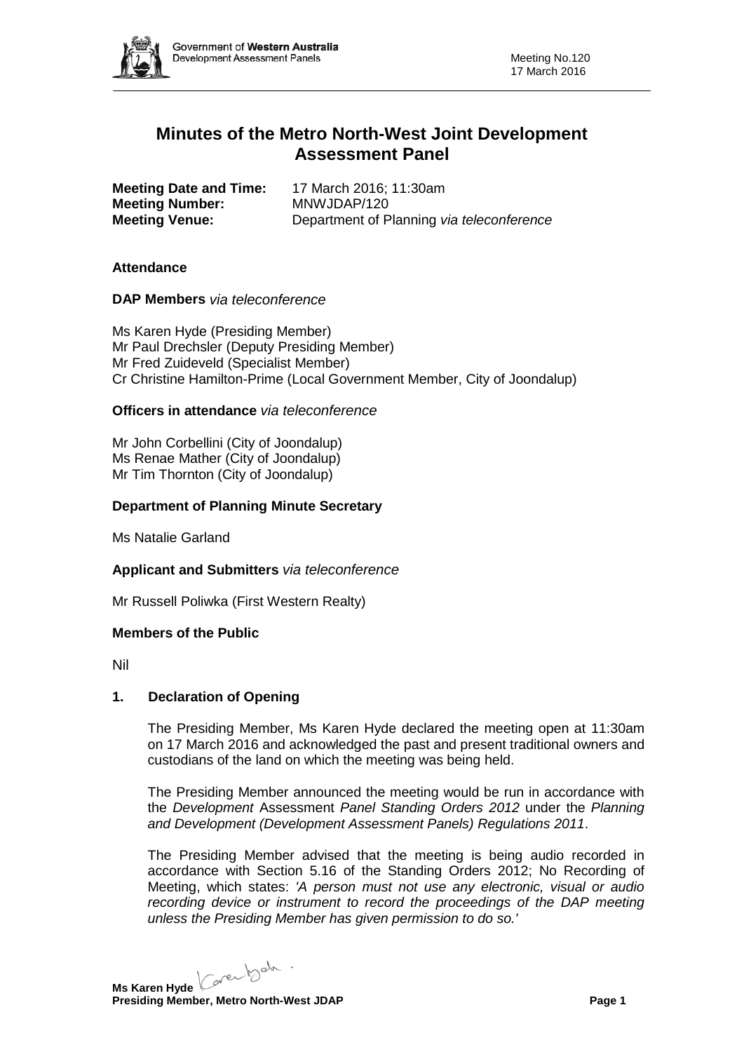# Minutes of the Metro North-West Joint Development Assessment Panel

**Meeting Date and Time:** 17 March 2016; 11:30am
**Meeting Number:** MNWJDAP/120
**Meeting Venue:** Department of Planning *via teleconference*

## Attendance

**DAP Members** *via teleconference*

Ms Karen Hyde (Presiding Member)
Mr Paul Drechsler (Deputy Presiding Member)
Mr Fred Zuideveld (Specialist Member)
Cr Christine Hamilton-Prime (Local Government Member, City of Joondalup)

**Officers in attendance** *via teleconference*

Mr John Corbellini (City of Joondalup)
Ms Renae Mather (City of Joondalup)
Mr Tim Thornton (City of Joondalup)

**Department of Planning Minute Secretary**

Ms Natalie Garland

**Applicant and Submitters** *via teleconference*

Mr Russell Poliwka (First Western Realty)

**Members of the Public**

Nil

## 1. Declaration of Opening

The Presiding Member, Ms Karen Hyde declared the meeting open at 11:30am on 17 March 2016 and acknowledged the past and present traditional owners and custodians of the land on which the meeting was being held.

The Presiding Member announced the meeting would be run in accordance with the *Development* Assessment *Panel Standing Orders 2012* under the *Planning and Development (Development Assessment Panels) Regulations 2011*.

The Presiding Member advised that the meeting is being audio recorded in accordance with Section 5.16 of the Standing Orders 2012; No Recording of Meeting, which states: *'A person must not use any electronic, visual or audio recording device or instrument to record the proceedings of the DAP meeting unless the Presiding Member has given permission to do so.'*

**Ms Karen Hyde**
**Presiding Member, Metro North-West JDAP**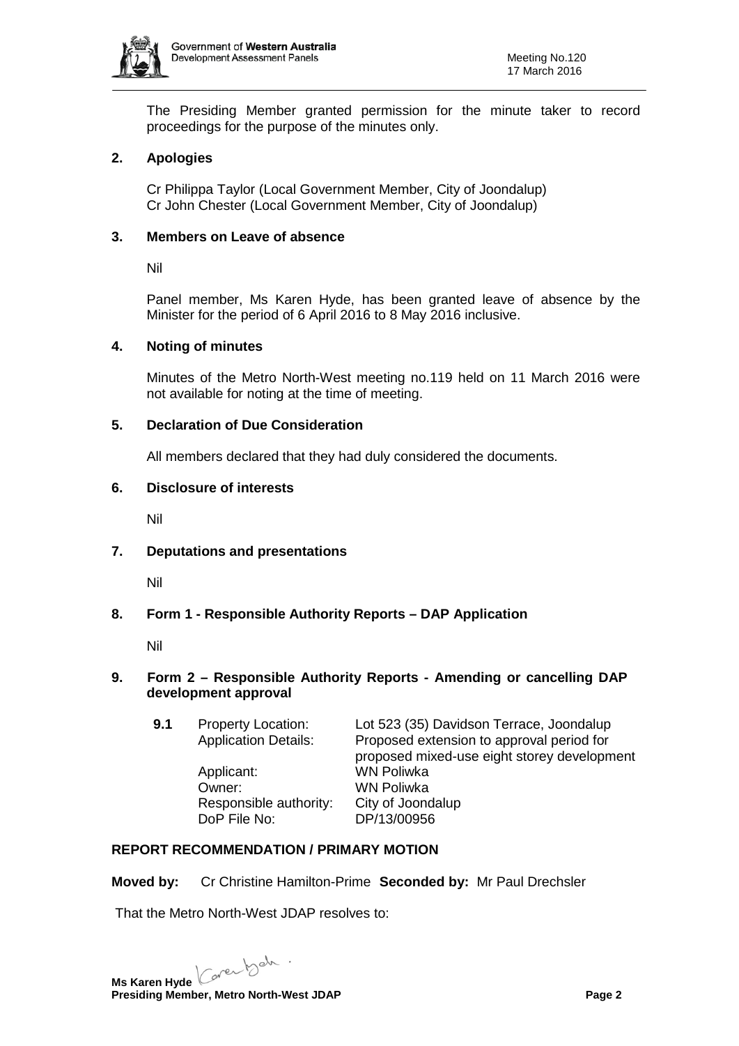The Presiding Member granted permission for the minute taker to record proceedings for the purpose of the minutes only.

## 2. Apologies

Cr Philippa Taylor (Local Government Member, City of Joondalup)
Cr John Chester (Local Government Member, City of Joondalup)

## 3. Members on Leave of absence

Nil

Panel member, Ms Karen Hyde, has been granted leave of absence by the Minister for the period of 6 April 2016 to 8 May 2016 inclusive.

## 4. Noting of minutes

Minutes of the Metro North-West meeting no.119 held on 11 March 2016 were not available for noting at the time of meeting.

## 5. Declaration of Due Consideration

All members declared that they had duly considered the documents.

## 6. Disclosure of interests

Nil

## 7. Deputations and presentations

Nil

## 8. Form 1 - Responsible Authority Reports – DAP Application

Nil

## 9. Form 2 – Responsible Authority Reports - Amending or cancelling DAP development approval

**9.1**

| | |
|---|---|
| Property Location: | Lot 523 (35) Davidson Terrace, Joondalup |
| Application Details: | Proposed extension to approval period for proposed mixed-use eight storey development |
| Applicant: | WN Poliwka |
| Owner: | WN Poliwka |
| Responsible authority: | City of Joondalup |
| DoP File No: | DP/13/00956 |

### REPORT RECOMMENDATION / PRIMARY MOTION

**Moved by:** Cr Christine Hamilton-Prime **Seconded by:** Mr Paul Drechsler

That the Metro North-West JDAP resolves to:

**Ms Karen Hyde**
**Presiding Member, Metro North-West JDAP**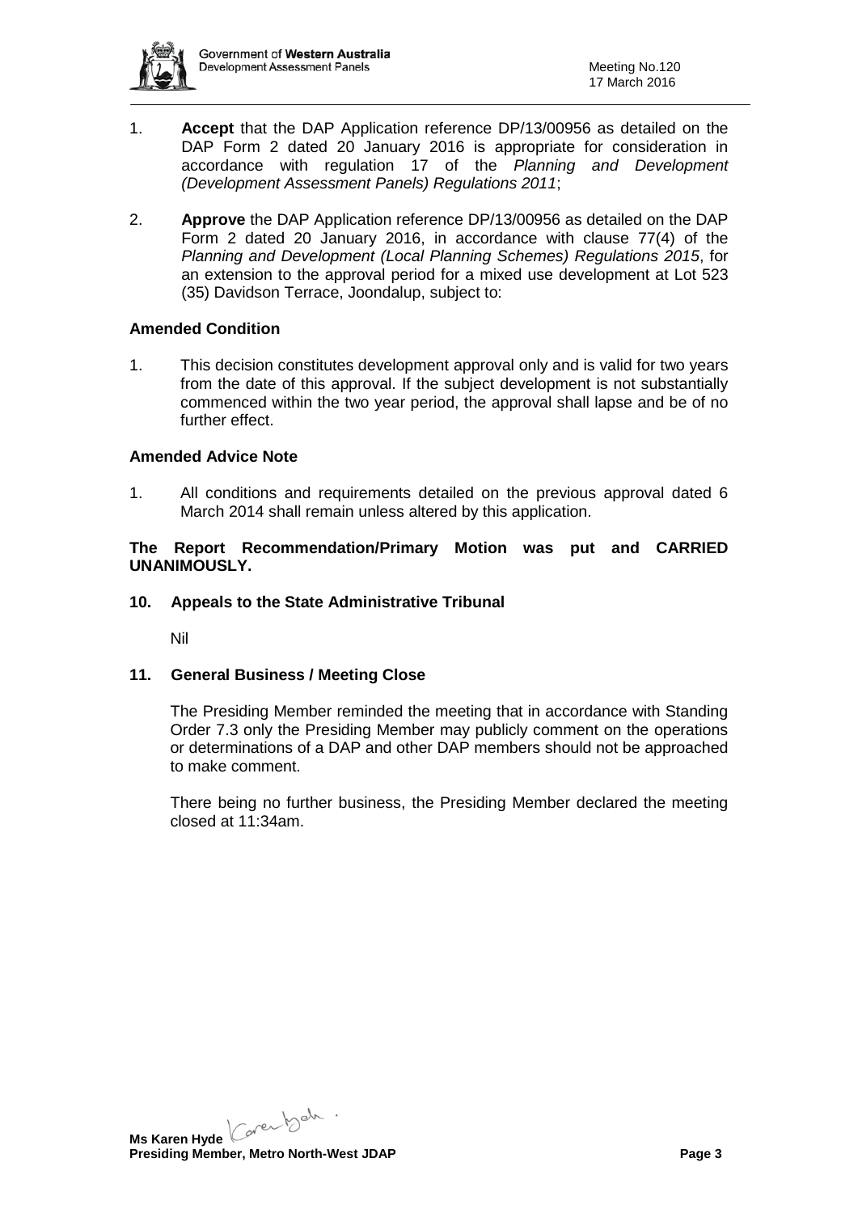1. **Accept** that the DAP Application reference DP/13/00956 as detailed on the DAP Form 2 dated 20 January 2016 is appropriate for consideration in accordance with regulation 17 of the *Planning and Development (Development Assessment Panels) Regulations 2011*;

2. **Approve** the DAP Application reference DP/13/00956 as detailed on the DAP Form 2 dated 20 January 2016, in accordance with clause 77(4) of the *Planning and Development (Local Planning Schemes) Regulations 2015*, for an extension to the approval period for a mixed use development at Lot 523 (35) Davidson Terrace, Joondalup, subject to:

**Amended Condition**

1. This decision constitutes development approval only and is valid for two years from the date of this approval. If the subject development is not substantially commenced within the two year period, the approval shall lapse and be of no further effect.

**Amended Advice Note**

1. All conditions and requirements detailed on the previous approval dated 6 March 2014 shall remain unless altered by this application.

**The Report Recommendation/Primary Motion was put and CARRIED UNANIMOUSLY.**

## 10. Appeals to the State Administrative Tribunal

Nil

## 11. General Business / Meeting Close

The Presiding Member reminded the meeting that in accordance with Standing Order 7.3 only the Presiding Member may publicly comment on the operations or determinations of a DAP and other DAP members should not be approached to make comment.

There being no further business, the Presiding Member declared the meeting closed at 11:34am.

**Ms Karen Hyde**
**Presiding Member, Metro North-West JDAP**